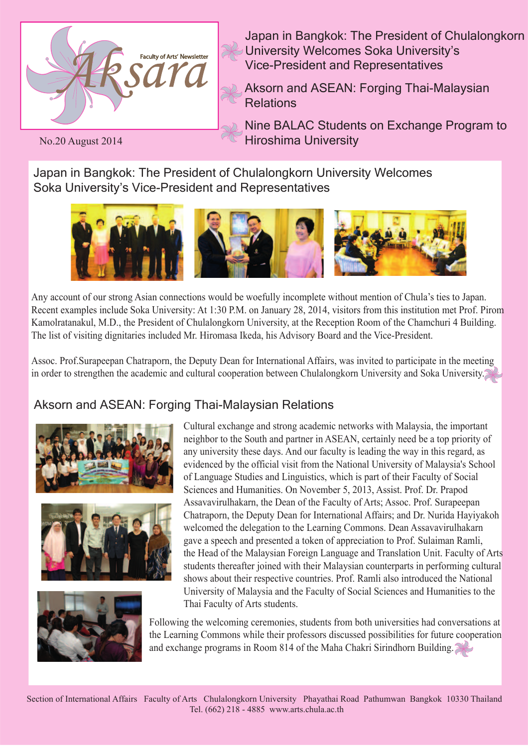# Aksara

Faculty of Arts' Newsletter

No.20 August 2014

- Japan in Bangkok: The President of Chulalongkorn University Welcomes Soka University's Vice-President and Representatives
- Aksorn and ASEAN: Forging Thai-Malaysian Relations
- Nine BALAC Students on Exchange Program to Hiroshima University

## Japan in Bangkok: The President of Chulalongkorn University Welcomes Soka University's Vice-President and Representatives

Any account of our strong Asian connections would be woefully incomplete without mention of Chula's ties to Japan. Recent examples include Soka University: At 1:30 P.M. on January 28, 2014, visitors from this institution met Prof. Pirom Kamolratanakul, M.D., the President of Chulalongkorn University, at the Reception Room of the Chamchuri 4 Building. The list of visiting dignitaries included Mr. Hiromasa Ikeda, his Advisory Board and the Vice-President.

Assoc. Prof.Surapeepan Chatraporn, the Deputy Dean for International Affairs, was invited to participate in the meeting in order to strengthen the academic and cultural cooperation between Chulalongkorn University and Soka University.

## Aksorn and ASEAN: Forging Thai-Malaysian Relations

Cultural exchange and strong academic networks with Malaysia, the important neighbor to the South and partner in ASEAN, certainly need be a top priority of any university these days. And our faculty is leading the way in this regard, as evidenced by the official visit from the National University of Malaysia's School of Language Studies and Linguistics, which is part of their Faculty of Social Sciences and Humanities. On November 5, 2013, Assist. Prof. Dr. Prapod Assavavirulhakarn, the Dean of the Faculty of Arts; Assoc. Prof. Surapeepan Chatraporn, the Deputy Dean for International Affairs; and Dr. Nurida Hayiyakoh welcomed the delegation to the Learning Commons. Dean Assavavirulhakarn gave a speech and presented a token of appreciation to Prof. Sulaiman Ramli, the Head of the Malaysian Foreign Language and Translation Unit. Faculty of Arts students thereafter joined with their Malaysian counterparts in performing cultural shows about their respective countries. Prof. Ramli also introduced the National University of Malaysia and the Faculty of Social Sciences and Humanities to the Thai Faculty of Arts students.

Following the welcoming ceremonies, students from both universities had conversations at the Learning Commons while their professors discussed possibilities for future cooperation and exchange programs in Room 814 of the Maha Chakri Sirindhorn Building.

Section of International Affairs Faculty of Arts Chulalongkorn University Phayathai Road Pathumwan Bangkok 10330 Thailand
Tel. (662) 218 - 4885 www.arts.chula.ac.th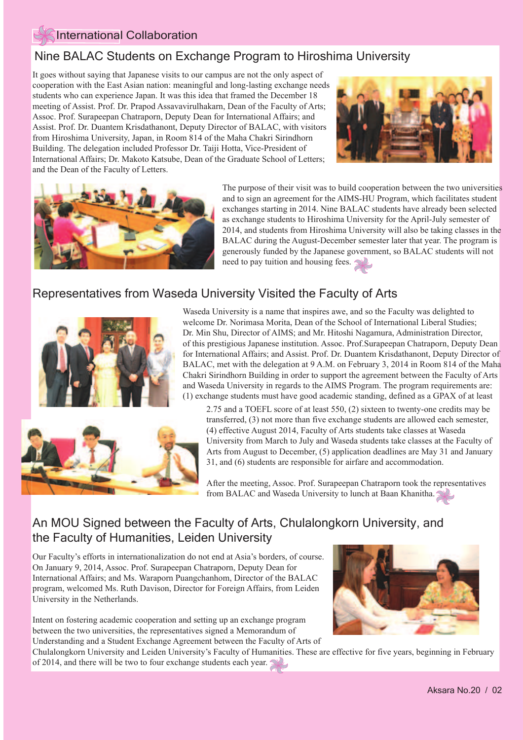## International Collaboration

## Nine BALAC Students on Exchange Program to Hiroshima University

It goes without saying that Japanese visits to our campus are not the only aspect of cooperation with the East Asian nation: meaningful and long-lasting exchange needs students who can experience Japan. It was this idea that framed the December 18 meeting of Assist. Prof. Dr. Prapod Assavavirulhakarn, Dean of the Faculty of Arts; Assoc. Prof. Surapeepan Chatraporn, Deputy Dean for International Affairs; and Assist. Prof. Dr. Duantem Krisdathanont, Deputy Director of BALAC, with visitors from Hiroshima University, Japan, in Room 814 of the Maha Chakri Sirindhorn Building. The delegation included Professor Dr. Taiji Hotta, Vice-President of International Affairs; Dr. Makoto Katsube, Dean of the Graduate School of Letters; and the Dean of the Faculty of Letters.

The purpose of their visit was to build cooperation between the two universities and to sign an agreement for the AIMS-HU Program, which facilitates student exchanges starting in 2014. Nine BALAC students have already been selected as exchange students to Hiroshima University for the April-July semester of 2014, and students from Hiroshima University will also be taking classes in the BALAC during the August-December semester later that year. The program is generously funded by the Japanese government, so BALAC students will not need to pay tuition and housing fees.

## Representatives from Waseda University Visited the Faculty of Arts

Waseda University is a name that inspires awe, and so the Faculty was delighted to welcome Dr. Norimasa Morita, Dean of the School of International Liberal Studies; Dr. Min Shu, Director of AIMS; and Mr. Hitoshi Nagamura, Administration Director, of this prestigious Japanese institution. Assoc. Prof.Surapeepan Chatraporn, Deputy Dean for International Affairs; and Assist. Prof. Dr. Duantem Krisdathanont, Deputy Director of BALAC, met with the delegation at 9 A.M. on February 3, 2014 in Room 814 of the Maha Chakri Sirindhorn Building in order to support the agreement between the Faculty of Arts and Waseda University in regards to the AIMS Program. The program requirements are: (1) exchange students must have good academic standing, defined as a GPAX of at least 2.75 and a TOEFL score of at least 550, (2) sixteen to twenty-one credits may be transferred, (3) not more than five exchange students are allowed each semester, (4) effective August 2014, Faculty of Arts students take classes at Waseda University from March to July and Waseda students take classes at the Faculty of Arts from August to December, (5) application deadlines are May 31 and January 31, and (6) students are responsible for airfare and accommodation.

After the meeting, Assoc. Prof. Surapeepan Chatraporn took the representatives from BALAC and Waseda University to lunch at Baan Khanitha.

## An MOU Signed between the Faculty of Arts, Chulalongkorn University, and the Faculty of Humanities, Leiden University

Our Faculty's efforts in internationalization do not end at Asia's borders, of course. On January 9, 2014, Assoc. Prof. Surapeepan Chatraporn, Deputy Dean for International Affairs; and Ms. Waraporn Puangchanhom, Director of the BALAC program, welcomed Ms. Ruth Davison, Director for Foreign Affairs, from Leiden University in the Netherlands.

Intent on fostering academic cooperation and setting up an exchange program between the two universities, the representatives signed a Memorandum of Understanding and a Student Exchange Agreement between the Faculty of Arts of Chulalongkorn University and Leiden University's Faculty of Humanities. These are effective for five years, beginning in February of 2014, and there will be two to four exchange students each year.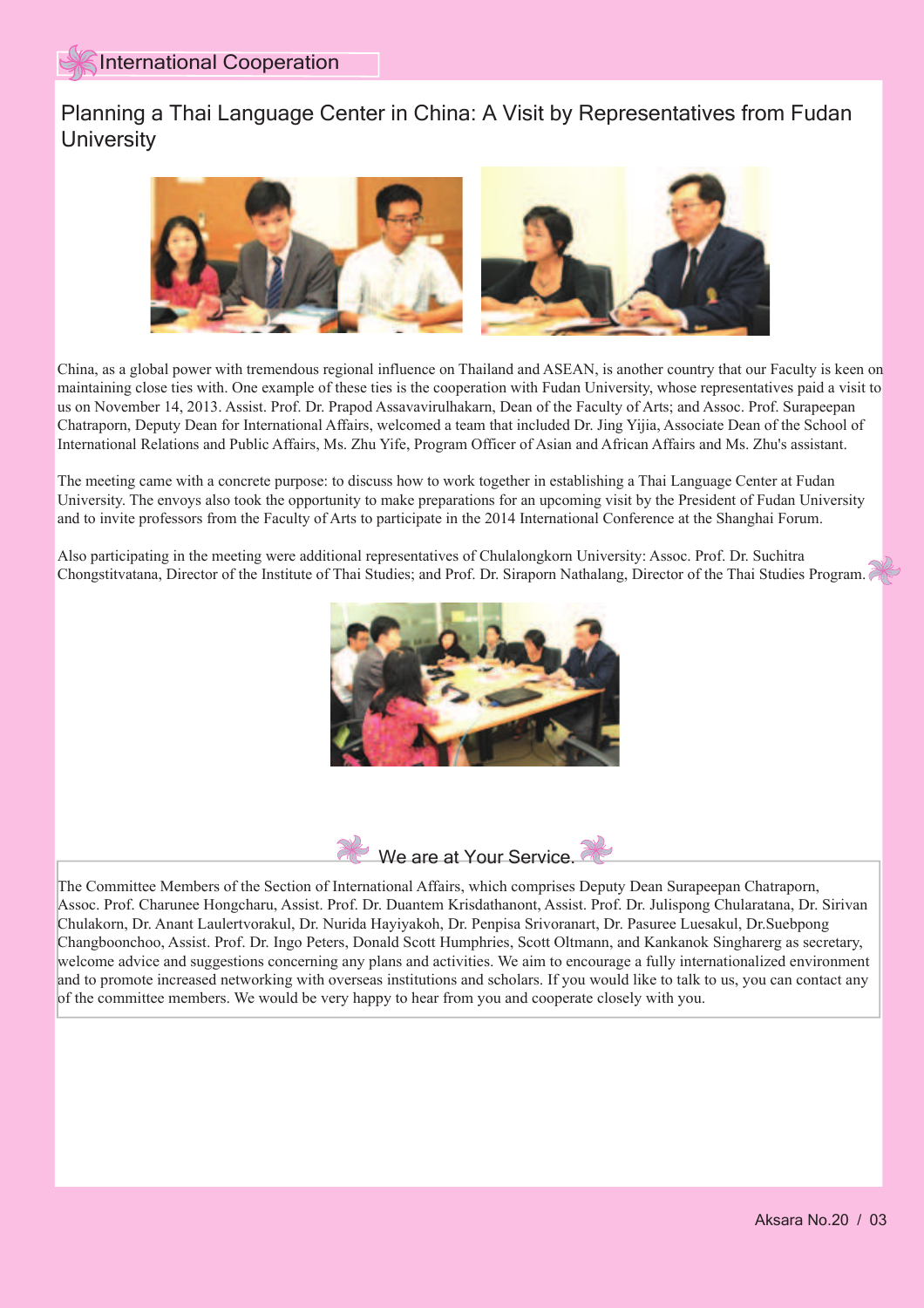International Cooperation

# Planning a Thai Language Center in China: A Visit by Representatives from Fudan University

China, as a global power with tremendous regional influence on Thailand and ASEAN, is another country that our Faculty is keen on maintaining close ties with. One example of these ties is the cooperation with Fudan University, whose representatives paid a visit to us on November 14, 2013. Assist. Prof. Dr. Prapod Assavavirulhakarn, Dean of the Faculty of Arts; and Assoc. Prof. Surapeepan Chatraporn, Deputy Dean for International Affairs, welcomed a team that included Dr. Jing Yijia, Associate Dean of the School of International Relations and Public Affairs, Ms. Zhu Yife, Program Officer of Asian and African Affairs and Ms. Zhu's assistant.

The meeting came with a concrete purpose: to discuss how to work together in establishing a Thai Language Center at Fudan University. The envoys also took the opportunity to make preparations for an upcoming visit by the President of Fudan University and to invite professors from the Faculty of Arts to participate in the 2014 International Conference at the Shanghai Forum.

Also participating in the meeting were additional representatives of Chulalongkorn University: Assoc. Prof. Dr. Suchitra Chongstitvatana, Director of the Institute of Thai Studies; and Prof. Dr. Siraporn Nathalang, Director of the Thai Studies Program.

## We are at Your Service.

The Committee Members of the Section of International Affairs, which comprises Deputy Dean Surapeepan Chatraporn, Assoc. Prof. Charunee Hongcharu, Assist. Prof. Dr. Duantem Krisdathanont, Assist. Prof. Dr. Julispong Chularatana, Dr. Sirivan Chulakorn, Dr. Anant Laulertvorakul, Dr. Nurida Hayiyakoh, Dr. Penpisa Srivoranart, Dr. Pasuree Luesakul, Dr.Suebpong Changboonchoo, Assist. Prof. Dr. Ingo Peters, Donald Scott Humphries, Scott Oltmann, and Kankanok Singharerg as secretary, welcome advice and suggestions concerning any plans and activities. We aim to encourage a fully internationalized environment and to promote increased networking with overseas institutions and scholars. If you would like to talk to us, you can contact any of the committee members. We would be very happy to hear from you and cooperate closely with you.